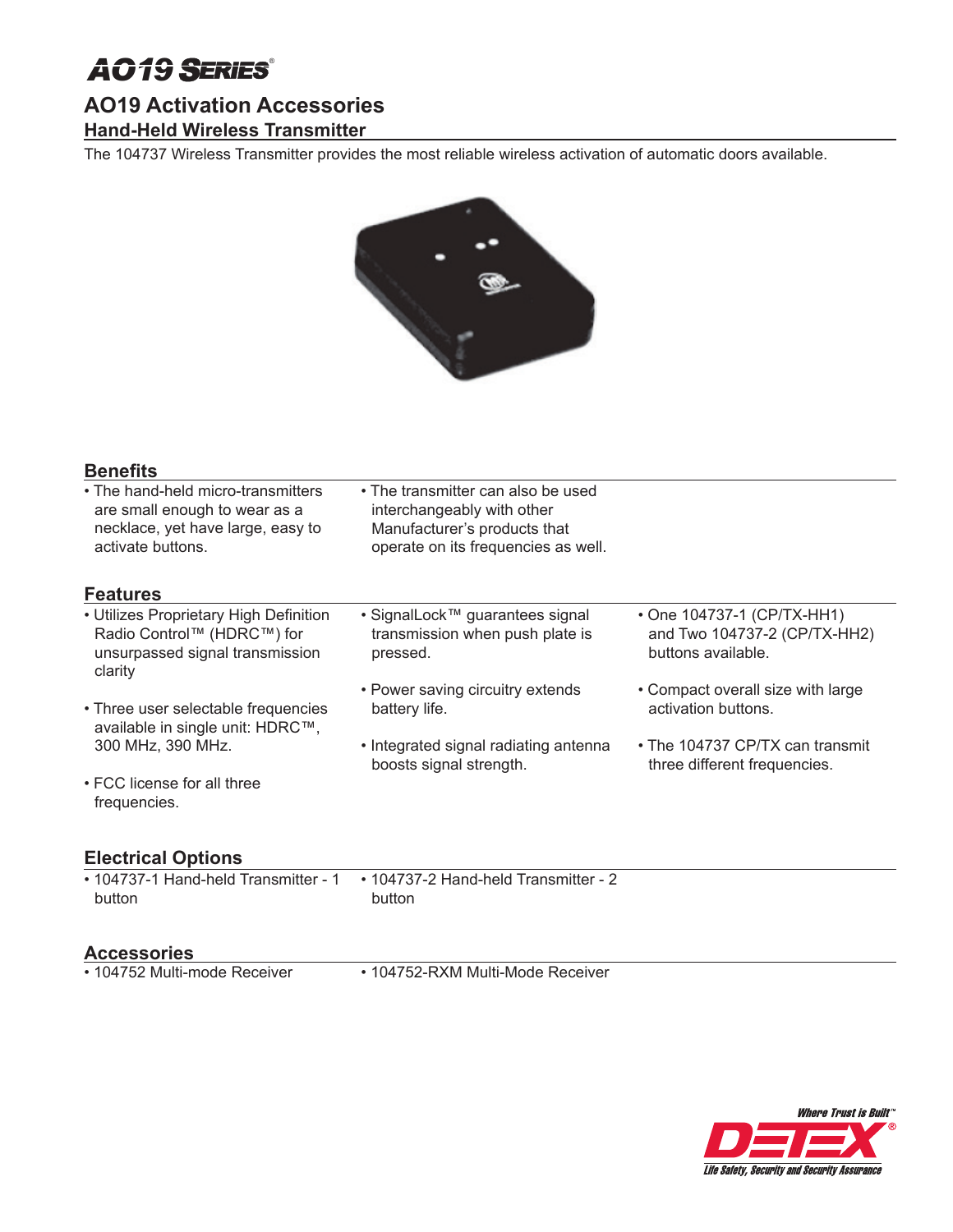# AO19 SERIES®

## AO19 Activation Accessories

### Hand-Held Wireless Transmitter

The 104737 Wireless Transmitter provides the most reliable wireless activation of automatic doors available.

### Benefits

- The hand-held micro-transmitters are small enough to wear as a necklace, yet have large, easy to activate buttons.
- The transmitter can also be used interchangeably with other Manufacturer's products that operate on its frequencies as well.

### Features

- Utilizes Proprietary High Definition Radio Control™ (HDRC™) for unsurpassed signal transmission clarity
- Three user selectable frequencies available in single unit: HDRC™, 300 MHz, 390 MHz.
- FCC license for all three frequencies.
- SignalLock™ guarantees signal transmission when push plate is pressed.
- Power saving circuitry extends battery life.
- Integrated signal radiating antenna boosts signal strength.
- One 104737-1 (CP/TX-HH1) and Two 104737-2 (CP/TX-HH2) buttons available.
- Compact overall size with large activation buttons.
- The 104737 CP/TX can transmit three different frequencies.

### Electrical Options

- 104737-1 Hand-held Transmitter - 1 button
- 104737-2 Hand-held Transmitter - 2 button

### Accessories

- 104752 Multi-mode Receiver
- 104752-RXM Multi-Mode Receiver

Where Trust is Built™

DETEX®

Life Safety, Security and Security Assurance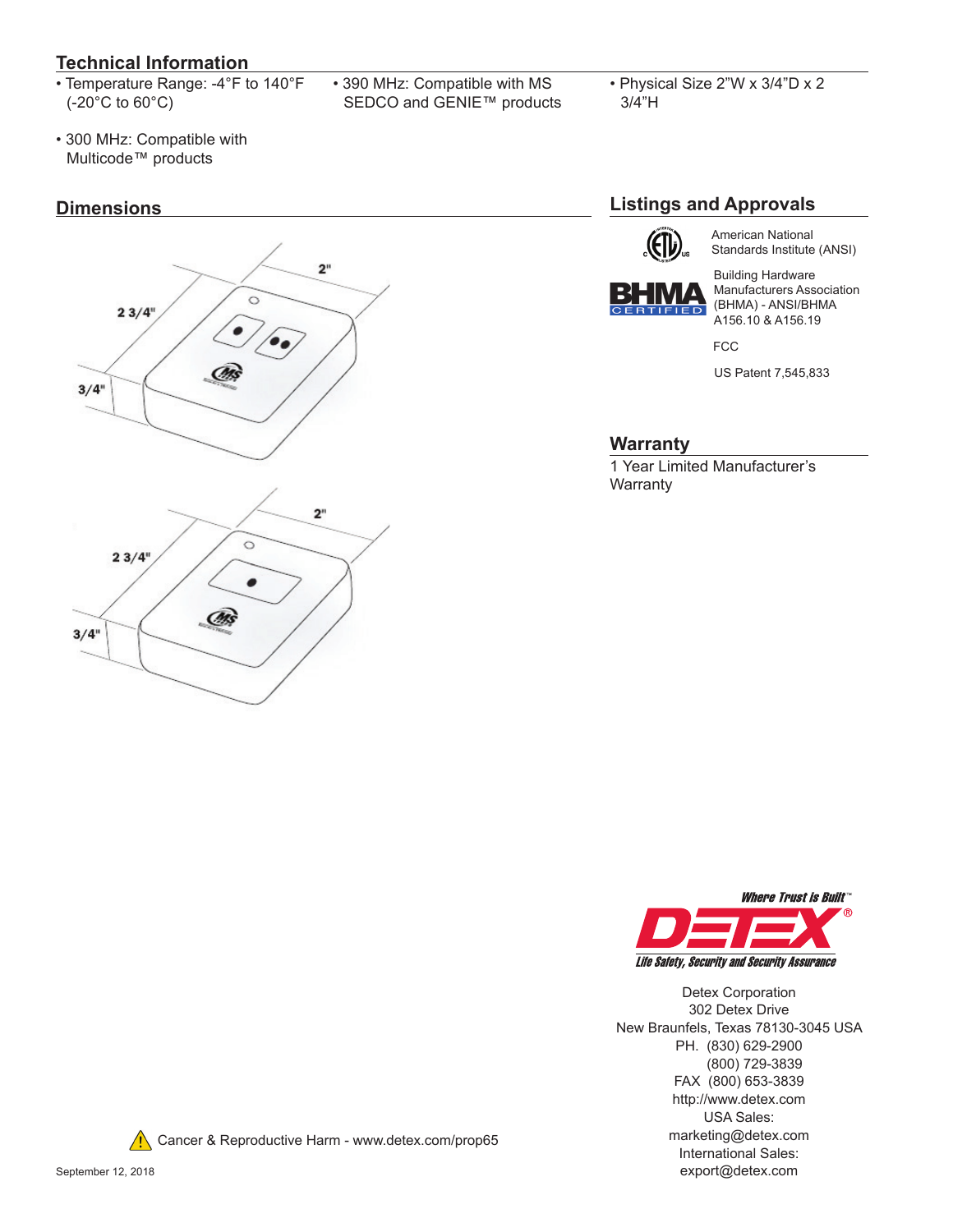## Technical Information

- Temperature Range: -4°F to 140°F (-20°C to 60°C)
- 300 MHz: Compatible with Multicode™ products
- 390 MHz: Compatible with MS SEDCO and GENIE™ products
- Physical Size 2"W x 3/4"D x 2 3/4"H

## Dimensions

2"
2 3/4"
3/4"

2"
2 3/4"
3/4"

## Listings and Approvals

American National Standards Institute (ANSI)

Building Hardware Manufacturers Association (BHMA) - ANSI/BHMA A156.10 & A156.19

FCC

US Patent 7,545,833

## Warranty

1 Year Limited Manufacturer's Warranty

Cancer & Reproductive Harm - www.detex.com/prop65

September 12, 2018

*Where Trust is Built™*

DETEX®

*Life Safety, Security and Security Assurance*

Detex Corporation
302 Detex Drive
New Braunfels, Texas 78130-3045 USA
PH. (830) 629-2900
(800) 729-3839
FAX (800) 653-3839
http://www.detex.com
USA Sales:
marketing@detex.com
International Sales:
export@detex.com